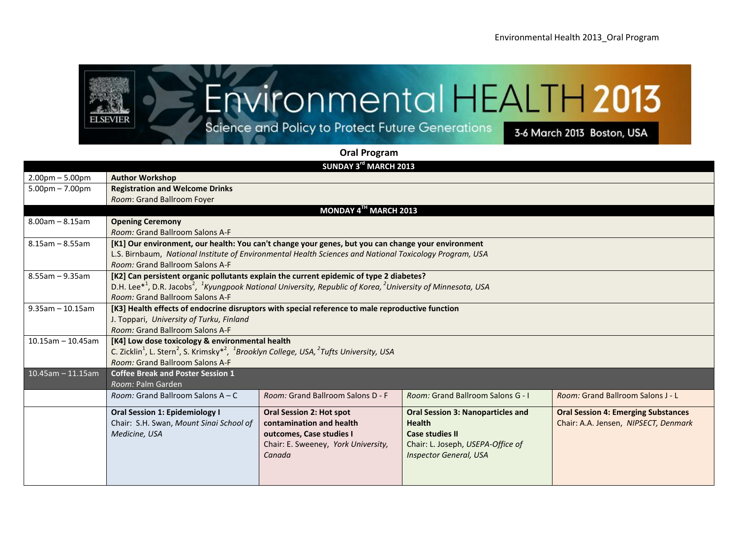# Environmental HEALTH 2013

Science and Policy to Protect Future Generations

3-6 March 2013 Boston, USA

## Oral Program

| | | | | |
|---|---|---|---|---|
| **SUNDAY 3[rd] MARCH 2013** | | | | |
| 2.00pm – 5.00pm | **Author Workshop** | | | |
| 5.00pm – 7.00pm | **Registration and Welcome Drinks**<br>*Room*: Grand Ballroom Foyer | | | |
| **MONDAY 4[TH] MARCH 2013** | | | | |
| 8.00am – 8.15am | **Opening Ceremony**<br>*Room:* Grand Ballroom Salons A-F | | | |
| 8.15am – 8.55am | **[K1] Our environment, our health: You can't change your genes, but you can change your environment**<br>L.S. Birnbaum, *National Institute of Environmental Health Sciences and National Toxicology Program, USA*<br>*Room:* Grand Ballroom Salons A-F | | | |
| 8.55am – 9.35am | **[K2] Can persistent organic pollutants explain the current epidemic of type 2 diabetes?**<br>D.H. Lee*[1], D.R. Jacobs[2], [1]*Kyungpook National University, Republic of Korea,* [2]*University of Minnesota, USA*<br>*Room:* Grand Ballroom Salons A-F | | | |
| 9.35am – 10.15am | **[K3] Health effects of endocrine disruptors with special reference to male reproductive function**<br>J. Toppari, *University of Turku, Finland*<br>*Room:* Grand Ballroom Salons A-F | | | |
| 10.15am – 10.45am | **[K4] Low dose toxicology & environmental health**<br>C. Zicklin[1], L. Stern[2], S. Krimsky*[2], [1]*Brooklyn College, USA,* [2]*Tufts University, USA*<br>*Room:* Grand Ballroom Salons A-F | | | |
| 10.45am – 11.15am | **Coffee Break and Poster Session 1**<br>*Room:* Palm Garden | | | |
| | *Room:* Grand Ballroom Salons A – C | *Room:* Grand Ballroom Salons D - F | *Room:* Grand Ballroom Salons G - I | *Room:* Grand Ballroom Salons J - L |
| | **Oral Session 1: Epidemiology I**<br>Chair: S.H. Swan, *Mount Sinai School of Medicine, USA* | **Oral Session 2: Hot spot contamination and health outcomes, Case studies I**<br>Chair: E. Sweeney, *York University, Canada* | **Oral Session 3: Nanoparticles and Health**<br>**Case studies II**<br>Chair: L. Joseph, *USEPA-Office of Inspector General, USA* | **Oral Session 4: Emerging Substances**<br>Chair: A.A. Jensen, *NIPSECT, Denmark* |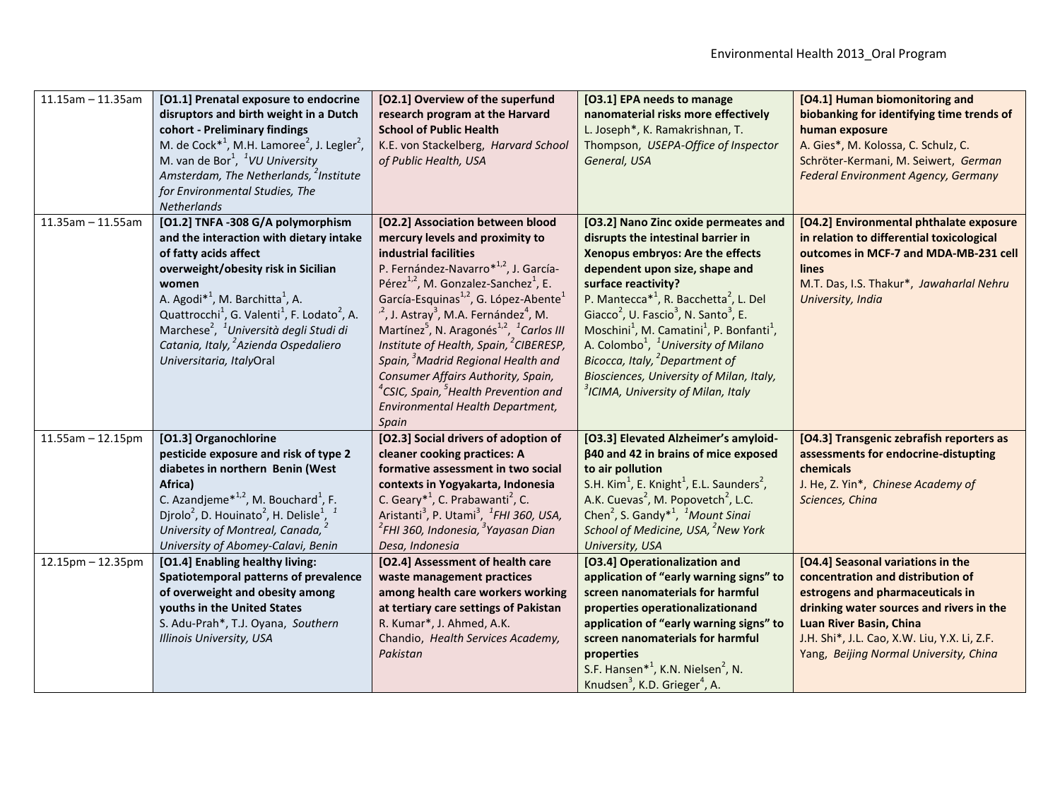| | | | | |
|---|---|---|---|---|
| 11.15am – 11.35am | **[O1.1] Prenatal exposure to endocrine disruptors and birth weight in a Dutch cohort - Preliminary findings** M. de Cock*[1], M.H. Lamoree[2], J. Legler[2], M. van de Bor[1], *[1]VU University Amsterdam, The Netherlands, [2]Institute for Environmental Studies, The Netherlands* | **[O2.1] Overview of the superfund research program at the Harvard School of Public Health** K.E. von Stackelberg, *Harvard School of Public Health, USA* | **[O3.1] EPA needs to manage nanomaterial risks more effectively** L. Joseph*, K. Ramakrishnan, T. Thompson, *USEPA-Office of Inspector General, USA* | **[O4.1] Human biomonitoring and biobanking for identifying time trends of human exposure** A. Gies*, M. Kolossa, C. Schulz, C. Schröter-Kermani, M. Seiwert, *German Federal Environment Agency, Germany* |
| 11.35am – 11.55am | **[O1.2] TNFA -308 G/A polymorphism and the interaction with dietary intake of fatty acids affect overweight/obesity risk in Sicilian women** A. Agodi*[1], M. Barchitta[1], A. Quattrocchi[1], G. Valenti[1], F. Lodato[2], A. Marchese[2], *[1]Università degli Studi di Catania, Italy, [2]Azienda Ospedaliero Universitaria, Italy*Oral | **[O2.2] Association between blood mercury levels and proximity to industrial facilities** P. Fernández-Navarro*[1,2], J. García-Pérez[1,2], M. Gonzalez-Sanchez[1], E. García-Esquinas[1,2], G. López-Abente[1,2], J. Astray[3], M.A. Fernández[4], M. Martínez[5], N. Aragonés[1,2], *[1]Carlos III Institute of Health, Spain, [2]CIBERESP, Spain, [3]Madrid Regional Health and Consumer Affairs Authority, Spain, [4]CSIC, Spain, [5]Health Prevention and Environmental Health Department, Spain* | **[O3.2] Nano Zinc oxide permeates and disrupts the intestinal barrier in Xenopus embryos: Are the effects dependent upon size, shape and surface reactivity?** P. Mantecca*[1], R. Bacchetta[2], L. Del Giacco[2], U. Fascio[3], N. Santo[3], E. Moschini[1], M. Camatini[1], P. Bonfanti[1], A. Colombo[1], *[1]University of Milano Bicocca, Italy, [2]Department of Biosciences, University of Milan, Italy, [3]ICIMA, University of Milan, Italy* | **[O4.2] Environmental phthalate exposure in relation to differential toxicological outcomes in MCF-7 and MDA-MB-231 cell lines** M.T. Das, I.S. Thakur*, *Jawaharlal Nehru University, India* |
| 11.55am – 12.15pm | **[O1.3] Organochlorine pesticide exposure and risk of type 2 diabetes in northern Benin (West Africa)** C. Azandjeme*[1,2], M. Bouchard[1], F. Djrolo[2], D. Houinato[2], H. Delisle[1], *[1]University of Montreal, Canada, [2]University of Abomey-Calavi, Benin* | **[O2.3] Social drivers of adoption of cleaner cooking practices: A formative assessment in two social contexts in Yogyakarta, Indonesia** C. Geary*[1], C. Prabawanti[2], C. Aristanti[3], P. Utami[3], *[1]FHI 360, USA, [2]FHI 360, Indonesia, [3]Yayasan Dian Desa, Indonesia* | **[O3.3] Elevated Alzheimer's amyloid-β40 and 42 in brains of mice exposed to air pollution** S.H. Kim[1], E. Knight[1], E.L. Saunders[2], A.K. Cuevas[2], M. Popovetch[2], L.C. Chen[2], S. Gandy*[1], *[1]Mount Sinai School of Medicine, USA, [2]New York University, USA* | **[O4.3] Transgenic zebrafish reporters as assessments for endocrine-distupting chemicals** J. He, Z. Yin*, *Chinese Academy of Sciences, China* |
| 12.15pm – 12.35pm | **[O1.4] Enabling healthy living: Spatiotemporal patterns of prevalence of overweight and obesity among youths in the United States** S. Adu-Prah*, T.J. Oyana, *Southern Illinois University, USA* | **[O2.4] Assessment of health care waste management practices among health care workers working at tertiary care settings of Pakistan** R. Kumar*, J. Ahmed, A.K. Chandio, *Health Services Academy, Pakistan* | **[O3.4] Operationalization and application of "early warning signs" to screen nanomaterials for harmful properties operationalizationand application of "early warning signs" to screen nanomaterials for harmful properties** S.F. Hansen*[1], K.N. Nielsen[2], N. Knudsen[3], K.D. Grieger[4], A. | **[O4.4] Seasonal variations in the concentration and distribution of estrogens and pharmaceuticals in drinking water sources and rivers in the Luan River Basin, China** J.H. Shi*, J.L. Cao, X.W. Liu, Y.X. Li, Z.F. Yang, *Beijing Normal University, China* |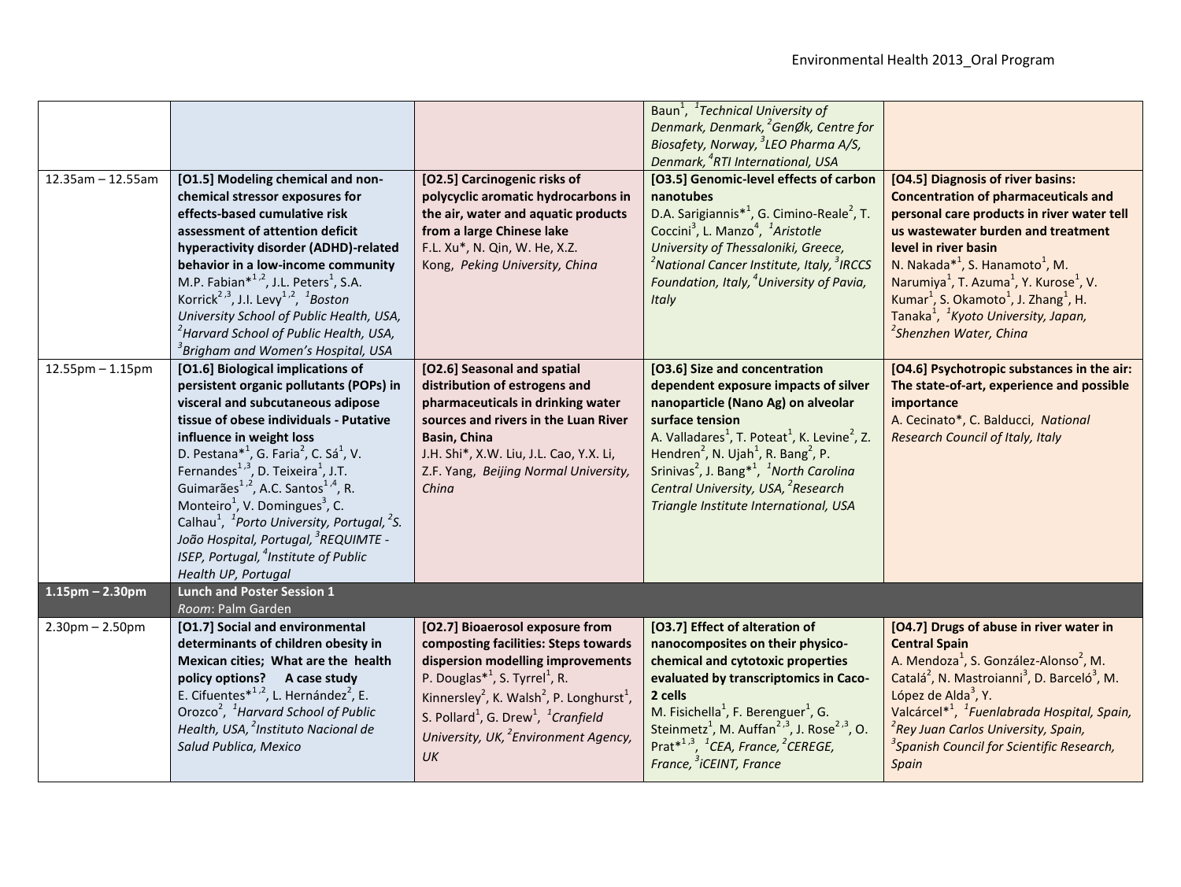| | | | | |
|---|---|---|---|---|
| | | | Baun[1], [1]*Technical University of Denmark, Denmark,* [2]*GenØk, Centre for Biosafety, Norway,* [3]*LEO Pharma A/S, Denmark,* [4]*RTI International, USA* | |
| 12.35am – 12.55am | **[O1.5] Modeling chemical and non-chemical stressor exposures for effects-based cumulative risk assessment of attention deficit hyperactivity disorder (ADHD)-related behavior in a low-income community** M.P. Fabian*[1,2], J.L. Peters[1], S.A. Korrick[2,3], J.I. Levy[1,2], [1]*Boston University School of Public Health, USA,* [2]*Harvard School of Public Health, USA,* [3]*Brigham and Women's Hospital, USA* | **[O2.5] Carcinogenic risks of polycyclic aromatic hydrocarbons in the air, water and aquatic products from a large Chinese lake** F.L. Xu*, N. Qin, W. He, X.Z. Kong, *Peking University, China* | **[O3.5] Genomic-level effects of carbon nanotubes** D.A. Sarigiannis*[1], G. Cimino-Reale[2], T. Coccini[3], L. Manzo[4], [1]*Aristotle University of Thessaloniki, Greece,* [2]*National Cancer Institute, Italy,* [3]*IRCCS Foundation, Italy,* [4]*University of Pavia, Italy* | **[O4.5] Diagnosis of river basins: Concentration of pharmaceuticals and personal care products in river water tell us wastewater burden and treatment level in river basin** N. Nakada*[1], S. Hanamoto[1], M. Narumiya[1], T. Azuma[1], Y. Kurose[1], V. Kumar[1], S. Okamoto[1], J. Zhang[1], H. Tanaka[1], [1]*Kyoto University, Japan,* [2]*Shenzhen Water, China* |
| 12.55pm – 1.15pm | **[O1.6] Biological implications of persistent organic pollutants (POPs) in visceral and subcutaneous adipose tissue of obese individuals - Putative influence in weight loss** D. Pestana*[1], G. Faria[2], C. Sá[1], V. Fernandes[1,3], D. Teixeira[1], J.T. Guimarães[1,2], A.C. Santos[1,4], R. Monteiro[1], V. Domingues[3], C. Calhau[1], [1]*Porto University, Portugal,* [2]*S. João Hospital, Portugal,* [3]*REQUIMTE - ISEP, Portugal,* [4]*Institute of Public Health UP, Portugal* | **[O2.6] Seasonal and spatial distribution of estrogens and pharmaceuticals in drinking water sources and rivers in the Luan River Basin, China** J.H. Shi*, X.W. Liu, J.L. Cao, Y.X. Li, Z.F. Yang, *Beijing Normal University, China* | **[O3.6] Size and concentration dependent exposure impacts of silver nanoparticle (Nano Ag) on alveolar surface tension** A. Valladares[1], T. Poteat[1], K. Levine[2], Z. Hendren[2], N. Ujah[1], R. Bang[2], P. Srinivas[2], J. Bang*[1], [1]*North Carolina Central University, USA,* [2]*Research Triangle Institute International, USA* | **[O4.6] Psychotropic substances in the air: The state-of-art, experience and possible importance** A. Cecinato*, C. Balducci, *National Research Council of Italy, Italy* |
| **1.15pm – 2.30pm** | **Lunch and Poster Session 1** *Room*: Palm Garden | | | |
| 2.30pm – 2.50pm | **[O1.7] Social and environmental determinants of children obesity in Mexican cities; What are the health policy options? A case study** E. Cifuentes*[1,2], L. Hernández[2], E. Orozco[2], [1]*Harvard School of Public Health, USA,* [2]*Instituto Nacional de Salud Publica, Mexico* | **[O2.7] Bioaerosol exposure from composting facilities: Steps towards dispersion modelling improvements** P. Douglas*[1], S. Tyrrel[1], R. Kinnersley[2], K. Walsh[2], P. Longhurst[1], S. Pollard[1], G. Drew[1], [1]*Cranfield University, UK,* [2]*Environment Agency, UK* | **[O3.7] Effect of alteration of nanocomposites on their physico-chemical and cytotoxic properties evaluated by transcriptomics in Caco-2 cells** M. Fisichella[1], F. Berenguer[1], G. Steinmetz[1], M. Auffan[2,3], J. Rose[2,3], O. Prat*[1,3], [1]*CEA, France,* [2]*CEREGE, France,* [3]*iCEINT, France* | **[O4.7] Drugs of abuse in river water in Central Spain** A. Mendoza[1], S. González-Alonso[2], M. Catalá[2], N. Mastroianni[3], D. Barceló[3], M. López de Alda[3], Y. Valcárcel*[1], [1]*Fuenlabrada Hospital, Spain,* [2]*Rey Juan Carlos University, Spain,* [3]*Spanish Council for Scientific Research, Spain* |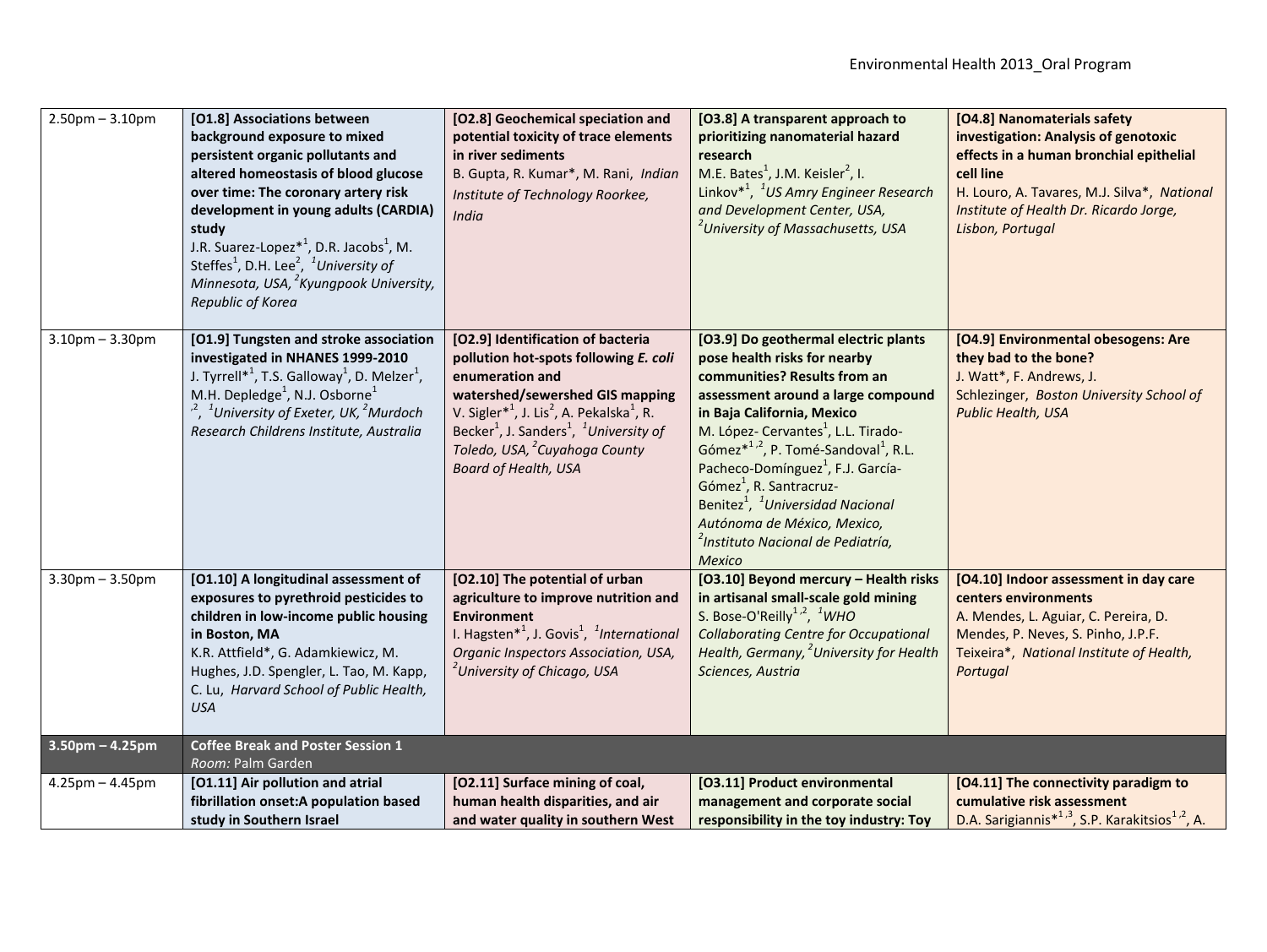| | | | | |
|---|---|---|---|---|
| 2.50pm – 3.10pm | **[O1.8] Associations between background exposure to mixed persistent organic pollutants and altered homeostasis of blood glucose over time: The coronary artery risk development in young adults (CARDIA) study**<br>J.R. Suarez-Lopez*[1], D.R. Jacobs[1], M. Steffes[1], D.H. Lee[2], *[1]University of Minnesota, USA, [2]Kyungpook University, Republic of Korea* | **[O2.8] Geochemical speciation and potential toxicity of trace elements in river sediments**<br>B. Gupta, R. Kumar*, M. Rani, *Indian Institute of Technology Roorkee, India* | **[O3.8] A transparent approach to prioritizing nanomaterial hazard research**<br>M.E. Bates[1], J.M. Keisler[2], I. Linkov*[1], *[1]US Amry Engineer Research and Development Center, USA, [2]University of Massachusetts, USA* | **[O4.8] Nanomaterials safety investigation: Analysis of genotoxic effects in a human bronchial epithelial cell line**<br>H. Louro, A. Tavares, M.J. Silva*, *National Institute of Health Dr. Ricardo Jorge, Lisbon, Portugal* |
| 3.10pm – 3.30pm | **[O1.9] Tungsten and stroke association investigated in NHANES 1999-2010**<br>J. Tyrrell*[1], T.S. Galloway[1], D. Melzer[1], M.H. Depledge[1], N.J. Osborne[1,2], *[1]University of Exeter, UK, [2]Murdoch Research Childrens Institute, Australia* | **[O2.9] Identification of bacteria pollution hot-spots following *E. coli* enumeration and watershed/sewershed GIS mapping**<br>V. Sigler*[1], J. Lis[2], A. Pekalska[1], R. Becker[1], J. Sanders[1], *[1]University of Toledo, USA, [2]Cuyahoga County Board of Health, USA* | **[O3.9] Do geothermal electric plants pose health risks for nearby communities? Results from an assessment around a large compound in Baja California, Mexico**<br>M. López- Cervantes[1], L.L. Tirado-Gómez*[1,2], P. Tomé-Sandoval[1], R.L. Pacheco-Domínguez[1], F.J. García-Gómez[1], R. Santracruz-Benitez[1], *[1]Universidad Nacional Autónoma de México, Mexico, [2]Instituto Nacional de Pediatría, Mexico* | **[O4.9] Environmental obesogens: Are they bad to the bone?**<br>J. Watt*, F. Andrews, J. Schlezinger, *Boston University School of Public Health, USA* |
| 3.30pm – 3.50pm | **[O1.10] A longitudinal assessment of exposures to pyrethroid pesticides to children in low-income public housing in Boston, MA**<br>K.R. Attfield*, G. Adamkiewicz, M. Hughes, J.D. Spengler, L. Tao, M. Kapp, C. Lu, *Harvard School of Public Health, USA* | **[O2.10] The potential of urban agriculture to improve nutrition and Environment**<br>I. Hagsten*[1], J. Govis[1], *[1]International Organic Inspectors Association, USA, [2]University of Chicago, USA* | **[O3.10] Beyond mercury – Health risks in artisanal small-scale gold mining**<br>S. Bose-O'Reilly[1,2], *[1]WHO Collaborating Centre for Occupational Health, Germany, [2]University for Health Sciences, Austria* | **[O4.10] Indoor assessment in day care centers environments**<br>A. Mendes, L. Aguiar, C. Pereira, D. Mendes, P. Neves, S. Pinho, J.P.F. Teixeira*, *National Institute of Health, Portugal* |
| **3.50pm – 4.25pm** | **Coffee Break and Poster Session 1**<br>*Room:* Palm Garden | | | |
| 4.25pm – 4.45pm | **[O1.11] Air pollution and atrial fibrillation onset:A population based study in Southern Israel** | **[O2.11] Surface mining of coal, human health disparities, and air and water quality in southern West** | **[O3.11] Product environmental management and corporate social responsibility in the toy industry: Toy** | **[O4.11] The connectivity paradigm to cumulative risk assessment**<br>D.A. Sarigiannis*[1,3], S.P. Karakitsios[1,2], A. |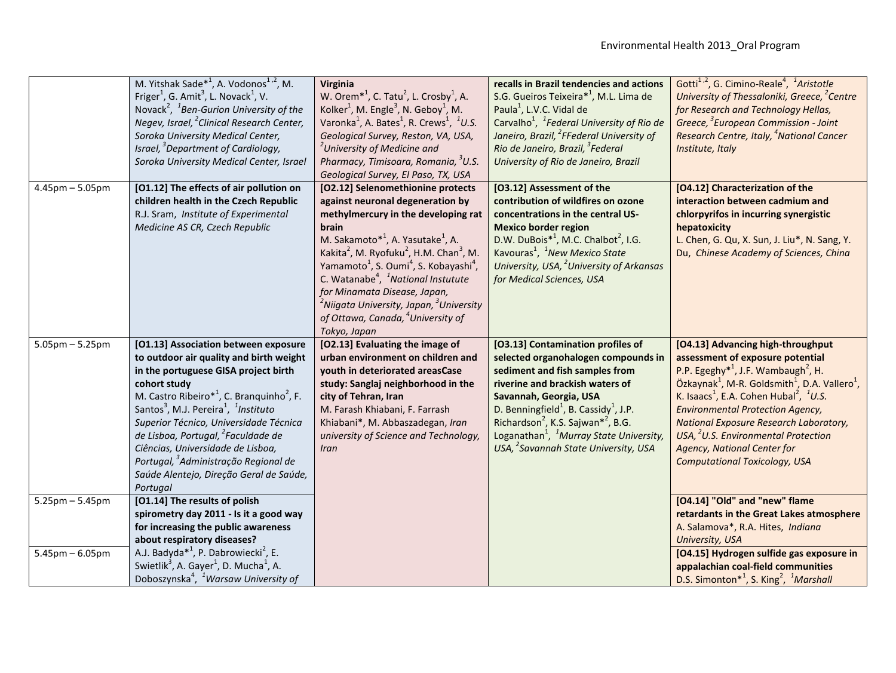| | | | | |
|---|---|---|---|---|
| | M. Yitshak Sade*[1], A. Vodonos[1,2], M. Friger[1], G. Amit[3], L. Novack[1], V. Novack[2], *[1]Ben-Gurion University of the Negev, Israel, [2]Clinical Research Center, Soroka University Medical Center, Israel, [3]Department of Cardiology, Soroka University Medical Center, Israel* | **Virginia** W. Orem*[1], C. Tatu[2], L. Crosby[1], A. Kolker[1], M. Engle[3], N. Geboy[1], M. Varonka[1], A. Bates[1], R. Crews[1], *[1]U.S. Geological Survey, Reston, VA, USA, [2]University of Medicine and Pharmacy, Timisoara, Romania, [3]U.S. Geological Survey, El Paso, TX, USA* | **recalls in Brazil tendencies and actions** S.G. Gueiros Teixeira*[1], M.L. Lima de Paula[1], L.V.C. Vidal de Carvalho[1], *[1]Federal University of Rio de Janeiro, Brazil, [2]FFederal University of Rio de Janeiro, Brazil, [3]Federal University of Rio de Janeiro, Brazil* | Gotti[1,2], G. Cimino-Reale[4], *[1]Aristotle University of Thessaloniki, Greece, [2]Centre for Research and Technology Hellas, Greece, [3]European Commission - Joint Research Centre, Italy, [4]National Cancer Institute, Italy* |
| 4.45pm – 5.05pm | **[O1.12] The effects of air pollution on children health in the Czech Republic** R.J. Sram, *Institute of Experimental Medicine AS CR, Czech Republic* | **[O2.12] Selenomethionine protects against neuronal degeneration by methylmercury in the developing rat brain** M. Sakamoto*[1], A. Yasutake[1], A. Kakita[2], M. Ryofuku[2], H.M. Chan[3], M. Yamamoto[1], S. Oumi[4], S. Kobayashi[4], C. Watanabe[4], *[1]National Instutute for Minamata Disease, Japan, [2]Niigata University, Japan, [3]University of Ottawa, Canada, [4]University of Tokyo, Japan* | **[O3.12] Assessment of the contribution of wildfires on ozone concentrations in the central US-Mexico border region** D.W. DuBois*[1], M.C. Chalbot[2], I.G. Kavouras[1], *[1]New Mexico State University, USA, [2]University of Arkansas for Medical Sciences, USA* | **[O4.12] Characterization of the interaction between cadmium and chlorpyrifos in incurring synergistic hepatoxicity** L. Chen, G. Qu, X. Sun, J. Liu*, N. Sang, Y. Du, *Chinese Academy of Sciences, China* |
| 5.05pm – 5.25pm | **[O1.13] Association between exposure to outdoor air quality and birth weight in the portuguese GISA project birth cohort study** M. Castro Ribeiro*[1], C. Branquinho[2], F. Santos[3], M.J. Pereira[1], *[1]Instituto Superior Técnico, Universidade Técnica de Lisboa, Portugal, [2]Faculdade de Ciências, Universidade de Lisboa, Portugal, [3]Administração Regional de Saúde Alentejo, Direção Geral de Saúde, Portugal* | **[O2.13] Evaluating the image of urban environment on children and youth in deteriorated areasCase study: Sanglaj neighborhood in the city of Tehran, Iran** M. Farash Khiabani, F. Farrash Khiabani*, M. Abbaszadegan, *Iran university of Science and Technology, Iran* | **[O3.13] Contamination profiles of selected organohalogen compounds in sediment and fish samples from riverine and brackish waters of Savannah, Georgia, USA** D. Benningfield[1], B. Cassidy[1], J.P. Richardson[2], K.S. Sajwan*[2], B.G. Loganathan[1], *[1]Murray State University, USA, [2]Savannah State University, USA* | **[O4.13] Advancing high-throughput assessment of exposure potential** P.P. Egeghy*[1], J.F. Wambaugh[2], H. Özkaynak[1], M-R. Goldsmith[1], D.A. Vallero[1], K. Isaacs[1], E.A. Cohen Hubal[2], *[1]U.S. Environmental Protection Agency, National Exposure Research Laboratory, USA, [2]U.S. Environmental Protection Agency, National Center for Computational Toxicology, USA* |
| 5.25pm – 5.45pm | **[O1.14] The results of polish spirometry day 2011 - Is it a good way for increasing the public awareness about respiratory diseases?** A.J. Badyda*[1], P. Dabrowiecki[2], E. Swietlik[3], A. Gayer[1], D. Mucha[1], A. Doboszynska[4], *[1]Warsaw University of* | | | **[O4.14] "Old" and "new" flame retardants in the Great Lakes atmosphere** A. Salamova*, R.A. Hites, *Indiana University, USA* |
| 5.45pm – 6.05pm | | | | **[O4.15] Hydrogen sulfide gas exposure in appalachian coal-field communities** D.S. Simonton*[1], S. King[2], *[1]Marshall* |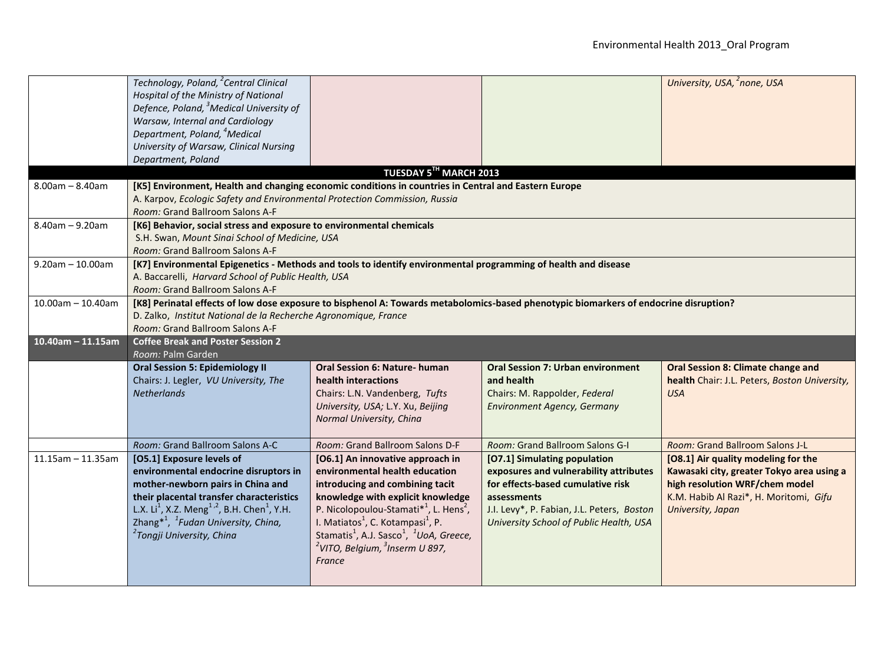| | | | | |
|---|---|---|---|---|
| | *Technology, Poland, [2]Central Clinical Hospital of the Ministry of National Defence, Poland, [3]Medical University of Warsaw, Internal and Cardiology Department, Poland, [4]Medical University of Warsaw, Clinical Nursing Department, Poland* | | | *University, USA, [2]none, USA* |
| | **TUESDAY 5[TH] MARCH 2013** | | | |
| 8.00am – 8.40am | **[K5] Environment, Health and changing economic conditions in countries in Central and Eastern Europe**<br>A. Karpov, *Ecologic Safety and Environmental Protection Commission, Russia*<br>*Room:* Grand Ballroom Salons A-F | | | |
| 8.40am – 9.20am | **[K6] Behavior, social stress and exposure to environmental chemicals**<br>S.H. Swan, *Mount Sinai School of Medicine, USA*<br>*Room:* Grand Ballroom Salons A-F | | | |
| 9.20am – 10.00am | **[K7] Environmental Epigenetics - Methods and tools to identify environmental programming of health and disease**<br>A. Baccarelli, *Harvard School of Public Health, USA*<br>*Room:* Grand Ballroom Salons A-F | | | |
| 10.00am – 10.40am | **[K8] Perinatal effects of low dose exposure to bisphenol A: Towards metabolomics-based phenotypic biomarkers of endocrine disruption?**<br>D. Zalko, *Institut National de la Recherche Agronomique, France*<br>*Room:* Grand Ballroom Salons A-F | | | |
| **10.40am – 11.15am** | **Coffee Break and Poster Session 2**<br>*Room:* Palm Garden | | | |
| | **Oral Session 5: Epidemiology II**<br>Chairs: J. Legler, *VU University, The Netherlands* | **Oral Session 6: Nature- human health interactions**<br>Chairs: L.N. Vandenberg, *Tufts University, USA;* L.Y. Xu, *Beijing Normal University, China* | **Oral Session 7: Urban environment and health**<br>Chairs: M. Rappolder, *Federal Environment Agency, Germany* | **Oral Session 8: Climate change and health** Chair: J.L. Peters, *Boston University, USA* |
| | *Room:* Grand Ballroom Salons A-C | *Room:* Grand Ballroom Salons D-F | *Room:* Grand Ballroom Salons G-I | *Room:* Grand Ballroom Salons J-L |
| 11.15am – 11.35am | **[O5.1] Exposure levels of environmental endocrine disruptors in mother-newborn pairs in China and their placental transfer characteristics**<br>L.X. Li[1], X.Z. Meng[1,2], B.H. Chen[1], Y.H. Zhang*[1], *[1]Fudan University, China, [2]Tongji University, China* | **[O6.1] An innovative approach in environmental health education introducing and combining tacit knowledge with explicit knowledge**<br>P. Nicolopoulou-Stamati*[1], L. Hens[2], I. Matiatos[1], C. Kotampasi[1], P. Stamatis[1], A.J. Sasco[1], *[1]UoA, Greece, [2]VITO, Belgium, [3]Inserm U 897, France* | **[O7.1] Simulating population exposures and vulnerability attributes for effects-based cumulative risk assessments**<br>J.I. Levy*, P. Fabian, J.L. Peters, *Boston University School of Public Health, USA* | **[O8.1] Air quality modeling for the Kawasaki city, greater Tokyo area using a high resolution WRF/chem model**<br>K.M. Habib Al Razi*, H. Moritomi, *Gifu University, Japan* |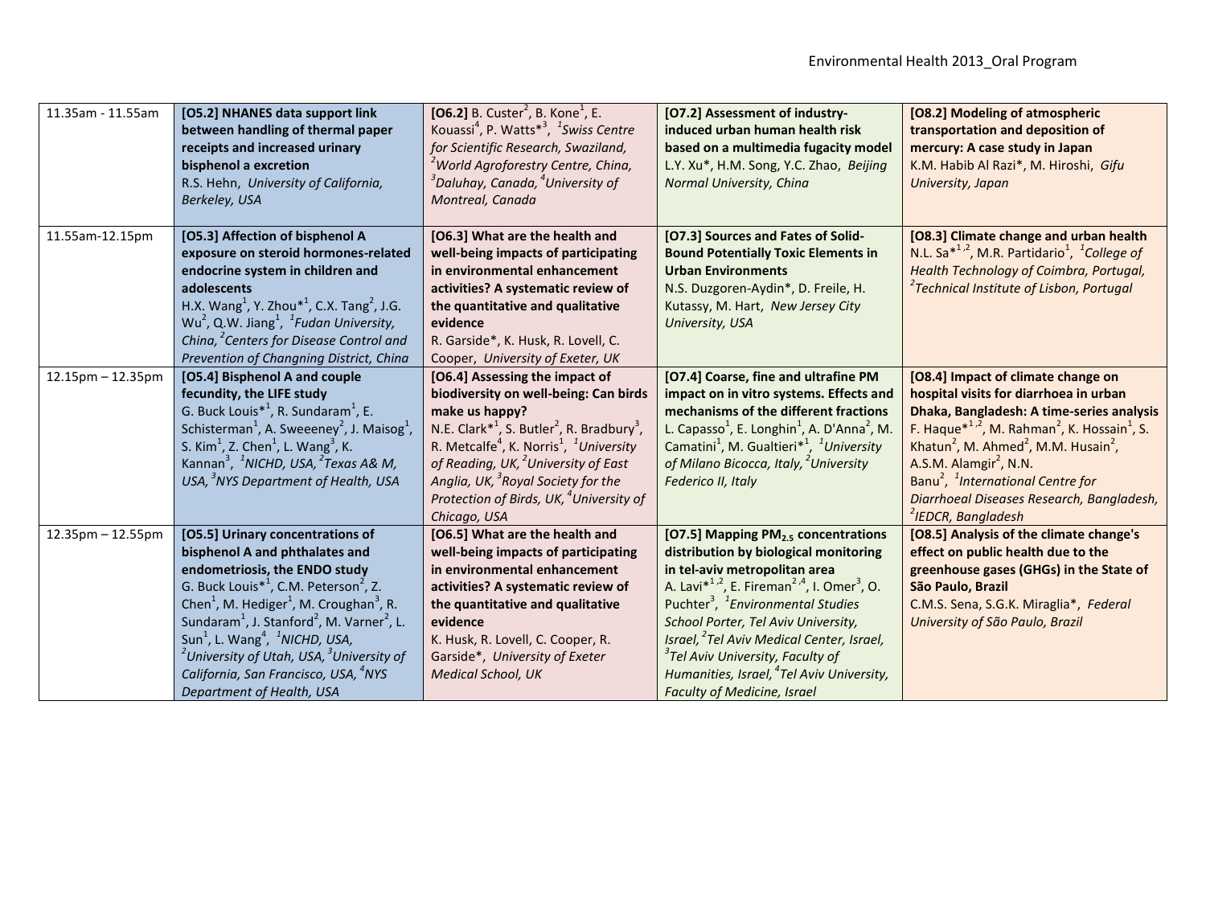| | | | | |
|---|---|---|---|---|
| 11.35am - 11.55am | **[O5.2] NHANES data support link between handling of thermal paper receipts and increased urinary bisphenol a excretion** R.S. Hehn, *University of California, Berkeley, USA* | **[O6.2]** B. Custer[2], B. Kone[1], E. Kouassi[4], P. Watts*[3], *[1]Swiss Centre for Scientific Research, Swaziland, [2]World Agroforestry Centre, China, [3]Daluhay, Canada, [4]University of Montreal, Canada* | **[O7.2] Assessment of industry-induced urban human health risk based on a multimedia fugacity model** L.Y. Xu*, H.M. Song, Y.C. Zhao, *Beijing Normal University, China* | **[O8.2] Modeling of atmospheric transportation and deposition of mercury: A case study in Japan** K.M. Habib Al Razi*, M. Hiroshi, *Gifu University, Japan* |
| 11.55am-12.15pm | **[O5.3] Affection of bisphenol A exposure on steroid hormones-related endocrine system in children and adolescents** H.X. Wang[1], Y. Zhou*[1], C.X. Tang[2], J.G. Wu[2], Q.W. Jiang[1], *[1]Fudan University, China, [2]Centers for Disease Control and Prevention of Changning District, China* | **[O6.3] What are the health and well-being impacts of participating in environmental enhancement activities? A systematic review of the quantitative and qualitative evidence** R. Garside*, K. Husk, R. Lovell, C. Cooper, *University of Exeter, UK* | **[O7.3] Sources and Fates of Solid-Bound Potentially Toxic Elements in Urban Environments** N.S. Duzgoren-Aydin*, D. Freile, H. Kutassy, M. Hart, *New Jersey City University, USA* | **[O8.3] Climate change and urban health** N.L. Sa*[1,2], M.R. Partidario[1], *[1]College of Health Technology of Coimbra, Portugal, [2]Technical Institute of Lisbon, Portugal* |
| 12.15pm – 12.35pm | **[O5.4] Bisphenol A and couple fecundity, the LIFE study** G. Buck Louis*[1], R. Sundaram[1], E. Schisterman[1], A. Sweeeney[2], J. Maisog[1], S. Kim[1], Z. Chen[1], L. Wang[3], K. Kannan[3], *[1]NICHD, USA, [2]Texas A& M, USA, [3]NYS Department of Health, USA* | **[O6.4] Assessing the impact of biodiversity on well-being: Can birds make us happy?** N.E. Clark*[1], S. Butler[2], R. Bradbury[3], R. Metcalfe[4], K. Norris[1], *[1]University of Reading, UK, [2]University of East Anglia, UK, [3]Royal Society for the Protection of Birds, UK, [4]University of Chicago, USA* | **[O7.4] Coarse, fine and ultrafine PM impact on in vitro systems. Effects and mechanisms of the different fractions** L. Capasso[1], E. Longhin[1], A. D'Anna[2], M. Camatini[1], M. Gualtieri*[1], *[1]University of Milano Bicocca, Italy, [2]University Federico II, Italy* | **[O8.4] Impact of climate change on hospital visits for diarrhoea in urban Dhaka, Bangladesh: A time-series analysis** F. Haque*[1,2], M. Rahman[2], K. Hossain[1], S. Khatun[2], M. Ahmed[2], M.M. Husain[2], A.S.M. Alamgir[2], N.N. Banu[2], *[1]International Centre for Diarrhoeal Diseases Research, Bangladesh, [2]IEDCR, Bangladesh* |
| 12.35pm – 12.55pm | **[O5.5] Urinary concentrations of bisphenol A and phthalates and endometriosis, the ENDO study** G. Buck Louis*[1], C.M. Peterson[2], Z. Chen[1], M. Hediger[1], M. Croughan[3], R. Sundaram[1], J. Stanford[2], M. Varner[2], L. Sun[1], L. Wang[4], *[1]NICHD, USA, [2]University of Utah, USA, [3]University of California, San Francisco, USA, [4]NYS Department of Health, USA* | **[O6.5] What are the health and well-being impacts of participating in environmental enhancement activities? A systematic review of the quantitative and qualitative evidence** K. Husk, R. Lovell, C. Cooper, R. Garside*, *University of Exeter Medical School, UK* | **[O7.5] Mapping $PM_{2.5}$ concentrations distribution by biological monitoring in tel-aviv metropolitan area** A. Lavi*[1,2], E. Fireman[2,4], I. Omer[3], O. Puchter[3], *[1]Environmental Studies School Porter, Tel Aviv University, Israel, [2]Tel Aviv Medical Center, Israel, [3]Tel Aviv University, Faculty of Humanities, Israel, [4]Tel Aviv University, Faculty of Medicine, Israel* | **[O8.5] Analysis of the climate change's effect on public health due to the greenhouse gases (GHGs) in the State of São Paulo, Brazil** C.M.S. Sena, S.G.K. Miraglia*, *Federal University of São Paulo, Brazil* |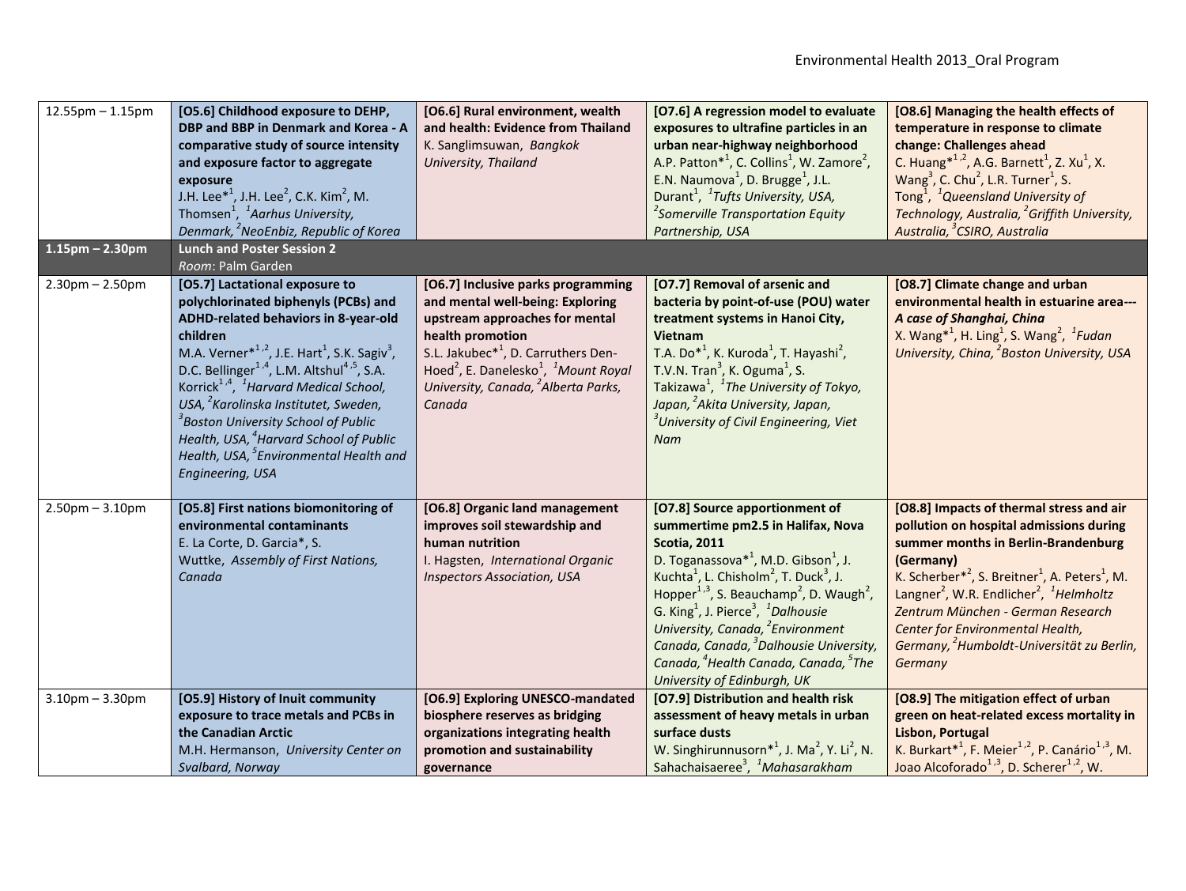| | | | | |
|---|---|---|---|---|
| 12.55pm – 1.15pm | **[O5.6] Childhood exposure to DEHP, DBP and BBP in Denmark and Korea - A comparative study of source intensity and exposure factor to aggregate exposure** J.H. Lee*[1], J.H. Lee[2], C.K. Kim[2], M. Thomsen[1], *[1]Aarhus University, Denmark, [2]NeoEnbiz, Republic of Korea* | **[O6.6] Rural environment, wealth and health: Evidence from Thailand** K. Sanglimsuwan, *Bangkok University, Thailand* | **[O7.6] A regression model to evaluate exposures to ultrafine particles in an urban near-highway neighborhood** A.P. Patton*[1], C. Collins[1], W. Zamore[2], E.N. Naumova[1], D. Brugge[1], J.L. Durant[1], *[1]Tufts University, USA, [2]Somerville Transportation Equity Partnership, USA* | **[O8.6] Managing the health effects of temperature in response to climate change: Challenges ahead** C. Huang*[1,2], A.G. Barnett[1], Z. Xu[1], X. Wang[3], C. Chu[2], L.R. Turner[1], S. Tong[1], *[1]Queensland University of Technology, Australia, [2]Griffith University, Australia, [3]CSIRO, Australia* |
| **1.15pm – 2.30pm** | **Lunch and Poster Session 2** *Room*: Palm Garden | | | |
| 2.30pm – 2.50pm | **[O5.7] Lactational exposure to polychlorinated biphenyls (PCBs) and ADHD-related behaviors in 8-year-old children** M.A. Verner*[1,2], J.E. Hart[1], S.K. Sagiv[3], D.C. Bellinger[1,4], L.M. Altshul[4,5], S.A. Korrick[1,4], *[1]Harvard Medical School, USA, [2]Karolinska Institutet, Sweden, [3]Boston University School of Public Health, USA, [4]Harvard School of Public Health, USA, [5]Environmental Health and Engineering, USA* | **[O6.7] Inclusive parks programming and mental well-being: Exploring upstream approaches for mental health promotion** S.L. Jakubec*[1], D. Carruthers Den-Hoed[2], E. Danelesko[1], *[1]Mount Royal University, Canada, [2]Alberta Parks, Canada* | **[O7.7] Removal of arsenic and bacteria by point-of-use (POU) water treatment systems in Hanoi City, Vietnam** T.A. Do*[1], K. Kuroda[1], T. Hayashi[2], T.V.N. Tran[3], K. Oguma[1], S. Takizawa[1], *[1]The University of Tokyo, Japan, [2]Akita University, Japan, [3]University of Civil Engineering, Viet Nam* | **[O8.7] Climate change and urban environmental health in estuarine area--- *A case of Shanghai, China*** X. Wang*[1], H. Ling[1], S. Wang[2], *[1]Fudan University, China, [2]Boston University, USA* |
| 2.50pm – 3.10pm | **[O5.8] First nations biomonitoring of environmental contaminants** E. La Corte, D. Garcia*, S. Wuttke, *Assembly of First Nations, Canada* | **[O6.8] Organic land management improves soil stewardship and human nutrition** I. Hagsten, *International Organic Inspectors Association, USA* | **[O7.8] Source apportionment of summertime pm2.5 in Halifax, Nova Scotia, 2011** D. Toganassova*[1], M.D. Gibson[1], J. Kuchta[1], L. Chisholm[2], T. Duck[3], J. Hopper[1,3], S. Beauchamp[2], D. Waugh[2], G. King[1], J. Pierce[3], *[1]Dalhousie University, Canada, [2]Environment Canada, Canada, [3]Dalhousie University, Canada, [4]Health Canada, Canada, [5]The University of Edinburgh, UK* | **[O8.8] Impacts of thermal stress and air pollution on hospital admissions during summer months in Berlin-Brandenburg (Germany)** K. Scherber*[2], S. Breitner[1], A. Peters[1], M. Langner[2], W.R. Endlicher[2], *[1]Helmholtz Zentrum München - German Research Center for Environmental Health, Germany, [2]Humboldt-Universität zu Berlin, Germany* |
| 3.10pm – 3.30pm | **[O5.9] History of Inuit community exposure to trace metals and PCBs in the Canadian Arctic** M.H. Hermanson, *University Center on Svalbard, Norway* | **[O6.9] Exploring UNESCO-mandated biosphere reserves as bridging organizations integrating health promotion and sustainability governance** | **[O7.9] Distribution and health risk assessment of heavy metals in urban surface dusts** W. Singhirunnusorn*[1], J. Ma[2], Y. Li[2], N. Sahachaisaeree[3], *[1]Mahasarakham* | **[O8.9] The mitigation effect of urban green on heat-related excess mortality in Lisbon, Portugal** K. Burkart*[1], F. Meier[1,2], P. Canário[1,3], M. Joao Alcoforado[1,3], D. Scherer[1,2], W. |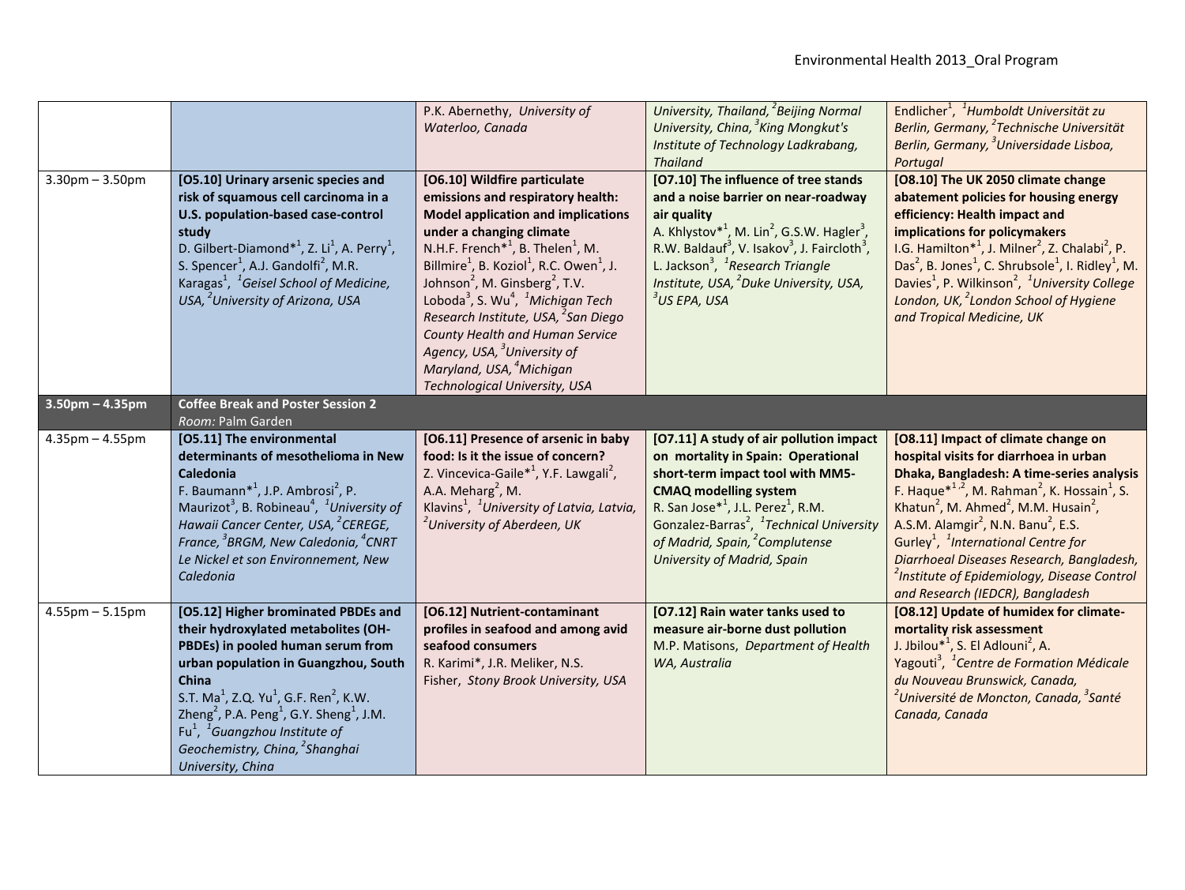| | | | | |
|---|---|---|---|---|
| | | P.K. Abernethy, *University of Waterloo, Canada* | *University, Thailand,* [2]*Beijing Normal University, China,* [3]*King Mongkut's Institute of Technology Ladkrabang, Thailand* | Endlicher[1], [1]*Humboldt Universität zu Berlin, Germany,* [2]*Technische Universität Berlin, Germany,* [3]*Universidade Lisboa, Portugal* |
| 3.30pm – 3.50pm | **[O5.10] Urinary arsenic species and risk of squamous cell carcinoma in a U.S. population-based case-control study** D. Gilbert-Diamond*[1], Z. Li[1], A. Perry[1], S. Spencer[1], A.J. Gandolfi[2], M.R. Karagas[1], [1]*Geisel School of Medicine, USA,* [2]*University of Arizona, USA* | **[O6.10] Wildfire particulate emissions and respiratory health: Model application and implications under a changing climate** N.H.F. French*[1], B. Thelen[1], M. Billmire[1], B. Koziol[1], R.C. Owen[1], J. Johnson[2], M. Ginsberg[2], T.V. Loboda[3], S. Wu[4], [1]*Michigan Tech Research Institute, USA,* [2]*San Diego County Health and Human Service Agency, USA,* [3]*University of Maryland, USA,* [4]*Michigan Technological University, USA* | **[O7.10] The influence of tree stands and a noise barrier on near-roadway air quality** A. Khlystov*[1], M. Lin[2], G.S.W. Hagler[3], R.W. Baldauf[3], V. Isakov[3], J. Faircloth[3], L. Jackson[3], [1]*Research Triangle Institute, USA,* [2]*Duke University, USA,* [3]*US EPA, USA* | **[O8.10] The UK 2050 climate change abatement policies for housing energy efficiency: Health impact and implications for policymakers** I.G. Hamilton*[1], J. Milner[2], Z. Chalabi[2], P. Das[2], B. Jones[1], C. Shrubsole[1], I. Ridley[1], M. Davies[1], P. Wilkinson[2], [1]*University College London, UK,* [2]*London School of Hygiene and Tropical Medicine, UK* |
| **3.50pm – 4.35pm** | **Coffee Break and Poster Session 2** *Room:* Palm Garden | | | |
| 4.35pm – 4.55pm | **[O5.11] The environmental determinants of mesothelioma in New Caledonia** F. Baumann*[1], J.P. Ambrosi[2], P. Maurizot[3], B. Robineau[4], [1]*University of Hawaii Cancer Center, USA,* [2]*CEREGE, France,* [3]*BRGM, New Caledonia,* [4]*CNRT Le Nickel et son Environnement, New Caledonia* | **[O6.11] Presence of arsenic in baby food: Is it the issue of concern?** Z. Vincevica-Gaile*[1], Y.F. Lawgali[2], A.A. Meharg[2], M. Klavins[1], [1]*University of Latvia, Latvia,* [2]*University of Aberdeen, UK* | **[O7.11] A study of air pollution impact on mortality in Spain: Operational short-term impact tool with MM5-CMAQ modelling system** R. San Jose*[1], J.L. Perez[1], R.M. Gonzalez-Barras[2], [1]*Technical University of Madrid, Spain,* [2]*Complutense University of Madrid, Spain* | **[O8.11] Impact of climate change on hospital visits for diarrhoea in urban Dhaka, Bangladesh: A time-series analysis** F. Haque*[1,2], M. Rahman[2], K. Hossain[1], S. Khatun[2], M. Ahmed[2], M.M. Husain[2], A.S.M. Alamgir[2], N.N. Banu[2], E.S. Gurley[1], [1]*International Centre for Diarrhoeal Diseases Research, Bangladesh,* [2]*Institute of Epidemiology, Disease Control and Research (IEDCR), Bangladesh* |
| 4.55pm – 5.15pm | **[O5.12] Higher brominated PBDEs and their hydroxylated metabolites (OH-PBDEs) in pooled human serum from urban population in Guangzhou, South China** S.T. Ma[1], Z.Q. Yu[1], G.F. Ren[2], K.W. Zheng[2], P.A. Peng[1], G.Y. Sheng[1], J.M. Fu[1], [1]*Guangzhou Institute of Geochemistry, China,* [2]*Shanghai University, China* | **[O6.12] Nutrient-contaminant profiles in seafood and among avid seafood consumers** R. Karimi*, J.R. Meliker, N.S. Fisher, *Stony Brook University, USA* | **[O7.12] Rain water tanks used to measure air-borne dust pollution** M.P. Matisons, *Department of Health WA, Australia* | **[O8.12] Update of humidex for climate-mortality risk assessment** J. Jbilou*[1], S. El Adlouni[2], A. Yagouti[3], [1]*Centre de Formation Médicale du Nouveau Brunswick, Canada,* [2]*Université de Moncton, Canada,* [3]*Santé Canada, Canada* |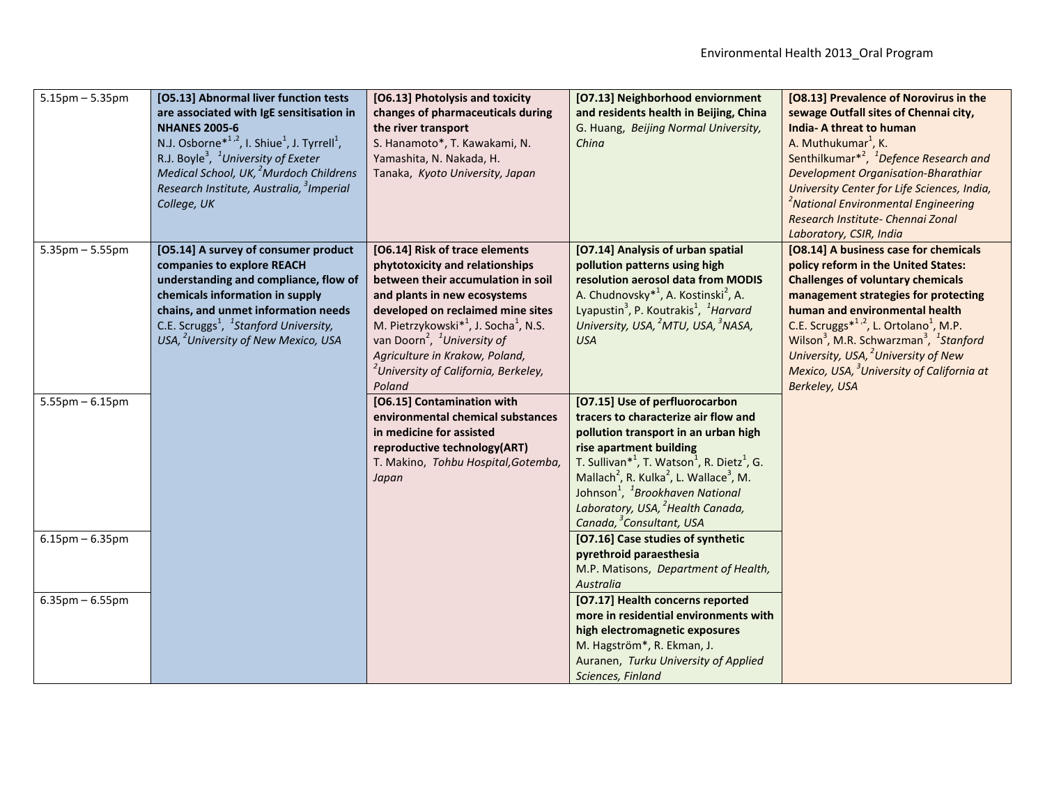| | | | | |
|---|---|---|---|---|
| 5.15pm – 5.35pm | **[O5.13] Abnormal liver function tests are associated with IgE sensitisation in NHANES 2005-6** N.J. Osborne*[1,2], I. Shiue[1], J. Tyrrell[1], R.J. Boyle[3], [1]*University of Exeter Medical School, UK,* [2]*Murdoch Childrens Research Institute, Australia,* [3]*Imperial College, UK* | **[O6.13] Photolysis and toxicity changes of pharmaceuticals during the river transport** S. Hanamoto*, T. Kawakami, N. Yamashita, N. Nakada, H. Tanaka, *Kyoto University, Japan* | **[O7.13] Neighborhood enviornment and residents health in Beijing, China** G. Huang, *Beijing Normal University, China* | **[O8.13] Prevalence of Norovirus in the sewage Outfall sites of Chennai city, India- A threat to human** A. Muthukumar[1], K. Senthilkumar*[2], [1]*Defence Research and Development Organisation-Bharathiar University Center for Life Sciences, India,* [2]*National Environmental Engineering Research Institute- Chennai Zonal Laboratory, CSIR, India* |
| 5.35pm – 5.55pm | **[O5.14] A survey of consumer product companies to explore REACH understanding and compliance, flow of chemicals information in supply chains, and unmet information needs** C.E. Scruggs[1], [1]*Stanford University, USA,* [2]*University of New Mexico, USA* | **[O6.14] Risk of trace elements phytotoxicity and relationships between their accumulation in soil and plants in new ecosystems developed on reclaimed mine sites** M. Pietrzykowski*[1], J. Socha[1], N.S. van Doorn[2], [1]*University of Agriculture in Krakow, Poland,* [2]*University of California, Berkeley, Poland* | **[O7.14] Analysis of urban spatial pollution patterns using high resolution aerosol data from MODIS** A. Chudnovsky*[1], A. Kostinski[2], A. Lyapustin[3], P. Koutrakis[1], [1]*Harvard University, USA,* [2]*MTU, USA,* [3]*NASA, USA* | **[O8.14] A business case for chemicals policy reform in the United States: Challenges of voluntary chemicals management strategies for protecting human and environmental health** C.E. Scruggs*[1,2], L. Ortolano[1], M.P. Wilson[3], M.R. Schwarzman[3], [1]*Stanford University, USA,* [2]*University of New Mexico, USA,* [3]*University of California at Berkeley, USA* |
| 5.55pm – 6.15pm | | **[O6.15] Contamination with environmental chemical substances in medicine for assisted reproductive technology(ART)** T. Makino, *Tohbu Hospital,Gotemba, Japan* | **[O7.15] Use of perfluorocarbon tracers to characterize air flow and pollution transport in an urban high rise apartment building** T. Sullivan*[1], T. Watson[1], R. Dietz[1], G. Mallach[2], R. Kulka[2], L. Wallace[3], M. Johnson[1], [1]*Brookhaven National Laboratory, USA,* [2]*Health Canada, Canada,* [3]*Consultant, USA* | |
| 6.15pm – 6.35pm | | | **[O7.16] Case studies of synthetic pyrethroid paraesthesia** M.P. Matisons, *Department of Health, Australia* | |
| 6.35pm – 6.55pm | | | **[O7.17] Health concerns reported more in residential environments with high electromagnetic exposures** M. Hagström*, R. Ekman, J. Auranen, *Turku University of Applied Sciences, Finland* | |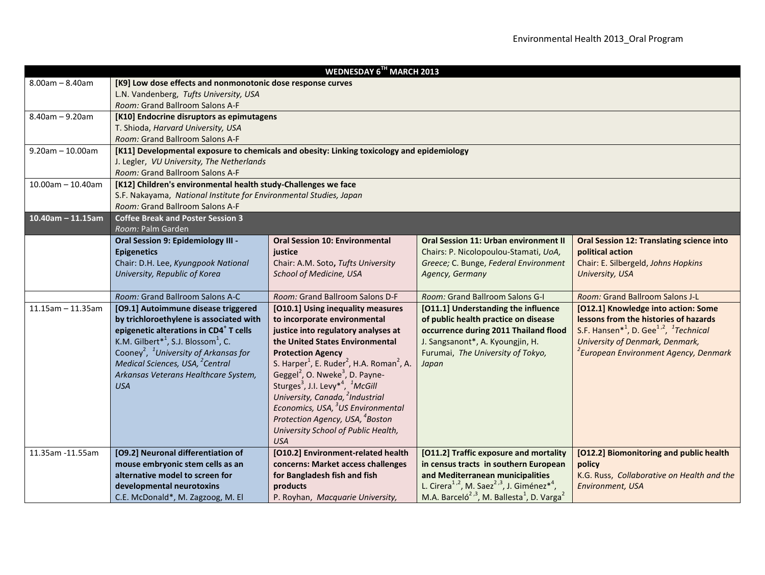| WEDNESDAY 6TH MARCH 2013 | | | | |
|---|---|---|---|---|
| 8.00am – 8.40am | **[K9] Low dose effects and nonmonotonic dose response curves**<br>L.N. Vandenberg, *Tufts University, USA*<br>*Room:* Grand Ballroom Salons A-F | | | |
| 8.40am – 9.20am | **[K10] Endocrine disruptors as epimutagens**<br>T. Shioda, *Harvard University, USA*<br>*Room:* Grand Ballroom Salons A-F | | | |
| 9.20am – 10.00am | **[K11] Developmental exposure to chemicals and obesity: Linking toxicology and epidemiology**<br>J. Legler, *VU University, The Netherlands*<br>*Room:* Grand Ballroom Salons A-F | | | |
| 10.00am – 10.40am | **[K12] Children's environmental health study-Challenges we face**<br>S.F. Nakayama, *National Institute for Environmental Studies, Japan*<br>*Room:* Grand Ballroom Salons A-F | | | |
| **10.40am – 11.15am** | **Coffee Break and Poster Session 3**<br>*Room:* Palm Garden | | | |
| | **Oral Session 9: Epidemiology III - Epigenetics**<br>Chair: D.H. Lee, *Kyungpook National University, Republic of Korea* | **Oral Session 10: Environmental justice**<br>Chair: A.M. Soto**,** *Tufts University School of Medicine, USA* | **Oral Session 11: Urban environment II**<br>Chairs: P. Nicolopoulou-Stamati, *UoA, Greece;* C. Bunge, *Federal Environment Agency, Germany* | **Oral Session 12: Translating science into political action**<br>Chair: E. Silbergeld, *Johns Hopkins University, USA* |
| | *Room:* Grand Ballroom Salons A-C | *Room:* Grand Ballroom Salons D-F | *Room:* Grand Ballroom Salons G-I | *Room:* Grand Ballroom Salons J-L |
| 11.15am – 11.35am | **[O9.1] Autoimmune disease triggered by trichloroethylene is associated with epigenetic alterations in $CD4^+$ T cells**<br>K.M. Gilbert*[1], S.J. Blossom[1], C. Cooney[2], *[1]University of Arkansas for Medical Sciences, USA, [2]Central Arkansas Veterans Healthcare System, USA* | **[O10.1] Using inequality measures to incorporate environmental justice into regulatory analyses at the United States Environmental Protection Agency**<br>S. Harper[1], E. Ruder[2], H.A. Roman[2], A. Geggel[2], O. Nweke[3], D. Payne-Sturges[3], J.I. Levy*[4], *[1]McGill University, Canada, [2]Industrial Economics, USA, [3]US Environmental Protection Agency, USA, [4]Boston University School of Public Health, USA* | **[O11.1] Understanding the influence of public health practice on disease occurrence during 2011 Thailand flood**<br>J. Sangsanont*, A. Kyoungjin, H. Furumai, *The University of Tokyo, Japan* | **[O12.1] Knowledge into action: Some lessons from the histories of hazards**<br>S.F. Hansen*[1], D. Gee[1,2], *[1]Technical University of Denmark, Denmark, [2]European Environment Agency, Denmark* |
| 11.35am -11.55am | **[O9.2] Neuronal differentiation of mouse embryonic stem cells as an alternative model to screen for developmental neurotoxins**<br>C.E. McDonald*, M. Zagzoog, M. El | **[O10.2] Environment-related health concerns: Market access challenges for Bangladesh fish and fish products**<br>P. Royhan, *Macquarie University,* | **[O11.2] Traffic exposure and mortality in census tracts in southern European and Mediterranean municipalities**<br>L. Cirera[1,2], M. Saez[2,3], J. Giménez*[4], M.A. Barceló[2,3], M. Ballesta[1], D. Varga[2] | **[O12.2] Biomonitoring and public health policy**<br>K.G. Russ, *Collaborative on Health and the Environment, USA* |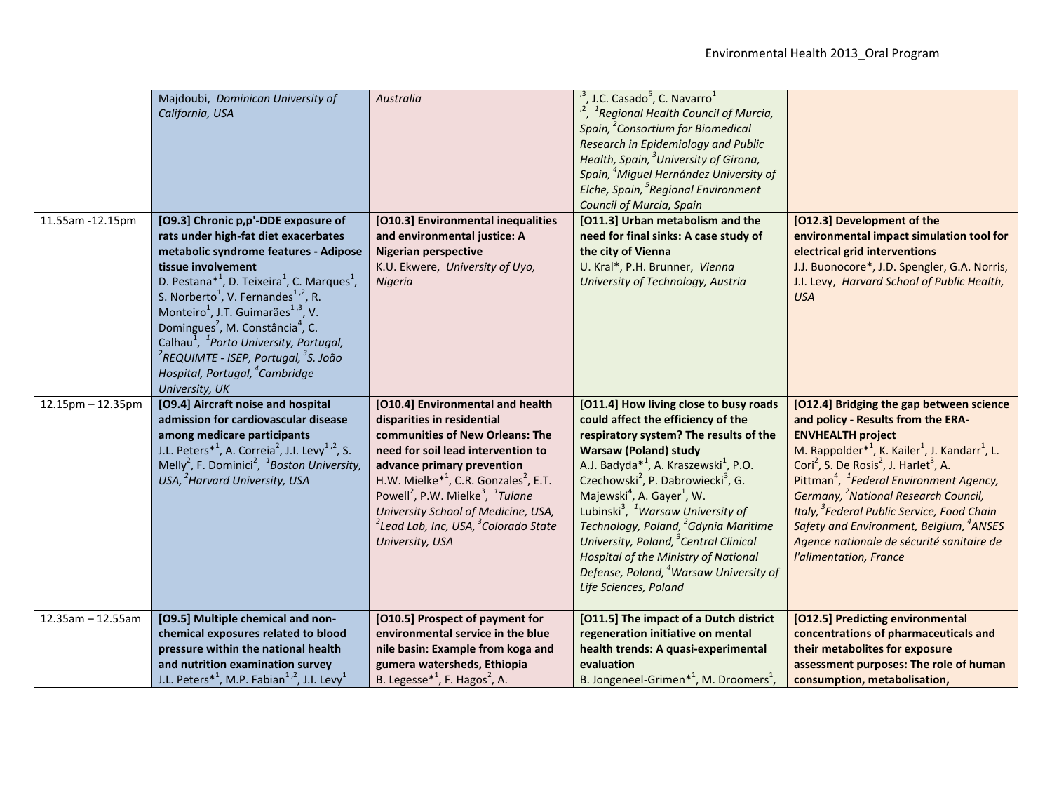| | | | | |
|---|---|---|---|---|
| | Majdoubi, *Dominican University of California, USA* | *Australia* | [3], J.C. Casado[5], C. Navarro[1,2], *[1]Regional Health Council of Murcia, Spain, [2]Consortium for Biomedical Research in Epidemiology and Public Health, Spain, [3]University of Girona, Spain, [4]Miguel Hernández University of Elche, Spain, [5]Regional Environment Council of Murcia, Spain* | |
| 11.55am -12.15pm | **[O9.3] Chronic p,p'-DDE exposure of rats under high-fat diet exacerbates metabolic syndrome features - Adipose tissue involvement** D. Pestana*[1], D. Teixeira[1], C. Marques[1], S. Norberto[1], V. Fernandes[1,2], R. Monteiro[1], J.T. Guimarães[1,3], V. Domingues[2], M. Constância[4], C. Calhau[1], *[1]Porto University, Portugal, [2]REQUIMTE - ISEP, Portugal, [3]S. João Hospital, Portugal, [4]Cambridge University, UK* | **[O10.3] Environmental inequalities and environmental justice: A Nigerian perspective** K.U. Ekwere, *University of Uyo, Nigeria* | **[O11.3] Urban metabolism and the need for final sinks: A case study of the city of Vienna** U. Kral*, P.H. Brunner, *Vienna University of Technology, Austria* | **[O12.3] Development of the environmental impact simulation tool for electrical grid interventions** J.J. Buonocore*, J.D. Spengler, G.A. Norris, J.I. Levy, *Harvard School of Public Health, USA* |
| 12.15pm – 12.35pm | **[O9.4] Aircraft noise and hospital admission for cardiovascular disease among medicare participants** J.L. Peters*[1], A. Correia[2], J.I. Levy[1,2], S. Melly[2], F. Dominici[2], *[1]Boston University, USA, [2]Harvard University, USA* | **[O10.4] Environmental and health disparities in residential communities of New Orleans: The need for soil lead intervention to advance primary prevention** H.W. Mielke*[1], C.R. Gonzales[2], E.T. Powell[2], P.W. Mielke[3], *[1]Tulane University School of Medicine, USA, [2]Lead Lab, Inc, USA, [3]Colorado State University, USA* | **[O11.4] How living close to busy roads could affect the efficiency of the respiratory system? The results of the Warsaw (Poland) study** A.J. Badyda*[1], A. Kraszewski[1], P.O. Czechowski[2], P. Dabrowiecki[3], G. Majewski[4], A. Gayer[1], W. Lubinski[3], *[1]Warsaw University of Technology, Poland, [2]Gdynia Maritime University, Poland, [3]Central Clinical Hospital of the Ministry of National Defense, Poland, [4]Warsaw University of Life Sciences, Poland* | **[O12.4] Bridging the gap between science and policy - Results from the ERA-ENVHEALTH project** M. Rappolder*[1], K. Kailer[1], J. Kandarr[1], L. Cori[2], S. De Rosis[2], J. Harlet[3], A. Pittman[4], *[1]Federal Environment Agency, Germany, [2]National Research Council, Italy, [3]Federal Public Service, Food Chain Safety and Environment, Belgium, [4]ANSES Agence nationale de sécurité sanitaire de l'alimentation, France* |
| 12.35am – 12.55am | **[O9.5] Multiple chemical and non-chemical exposures related to blood pressure within the national health and nutrition examination survey** J.L. Peters*[1], M.P. Fabian[1,2], J.I. Levy[1] | **[O10.5] Prospect of payment for environmental service in the blue nile basin: Example from koga and gumera watersheds, Ethiopia** B. Legesse*[1], F. Hagos[2], A. | **[O11.5] The impact of a Dutch district regeneration initiative on mental health trends: A quasi-experimental evaluation** B. Jongeneel-Grimen*[1], M. Droomers[1], | **[O12.5] Predicting environmental concentrations of pharmaceuticals and their metabolites for exposure assessment purposes: The role of human consumption, metabolisation,** |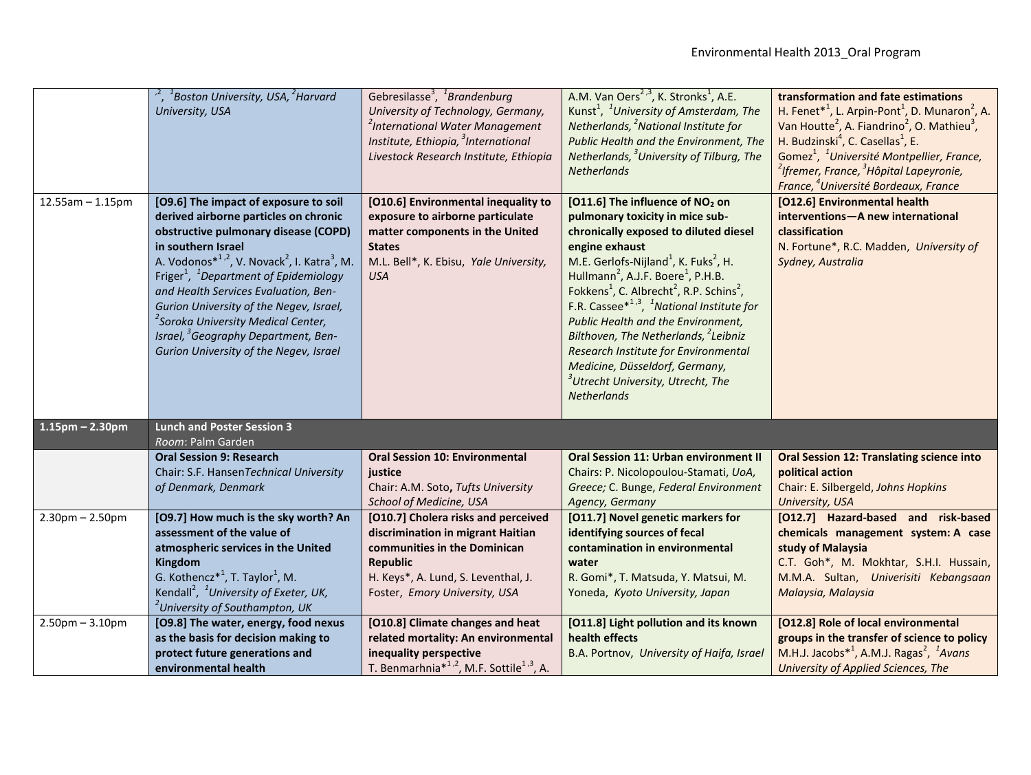| | | | | |
|---|---|---|---|---|
| | ,2, [1]Boston University, USA, [2]Harvard University, USA | Gebresilasse[3], [1]Brandenburg University of Technology, Germany, [2]International Water Management Institute, Ethiopia, [3]International Livestock Research Institute, Ethiopia | A.M. Van Oers[2,3], K. Stronks[1], A.E. Kunst[1], [1]University of Amsterdam, The Netherlands, [2]National Institute for Public Health and the Environment, The Netherlands, [3]University of Tilburg, The Netherlands | **transformation and fate estimations** H. Fenet*[1], L. Arpin-Pont[1], D. Munaron[2], A. Van Houtte[2], A. Fiandrino[2], O. Mathieu[3], H. Budzinski[4], C. Casellas[1], E. Gomez[1], [1]Université Montpellier, France, [2]Ifremer, France, [3]Hôpital Lapeyronie, France, [4]Université Bordeaux, France |
| 12.55am – 1.15pm | **[O9.6] The impact of exposure to soil derived airborne particles on chronic obstructive pulmonary disease (COPD) in southern Israel** A. Vodonos*[1,2], V. Novack[2], I. Katra[3], M. Friger[1], [1]Department of Epidemiology and Health Services Evaluation, Ben-Gurion University of the Negev, Israel, [2]Soroka University Medical Center, Israel, [3]Geography Department, Ben-Gurion University of the Negev, Israel | **[O10.6] Environmental inequality to exposure to airborne particulate matter components in the United States** M.L. Bell*, K. Ebisu, *Yale University, USA* | **[O11.6] The influence of $NO_2$ on pulmonary toxicity in mice sub-chronically exposed to diluted diesel engine exhaust** M.E. Gerlofs-Nijland[1], K. Fuks[2], H. Hullmann[2], A.J.F. Boere[1], P.H.B. Fokkens[1], C. Albrecht[2], R.P. Schins[2], F.R. Cassee*[1,3], [1]National Institute for Public Health and the Environment, Bilthoven, The Netherlands, [2]Leibniz Research Institute for Environmental Medicine, Düsseldorf, Germany, [3]Utrecht University, Utrecht, The Netherlands | **[O12.6] Environmental health interventions—A new international classification** N. Fortune*, R.C. Madden, *University of Sydney, Australia* |
| **1.15pm – 2.30pm** | **Lunch and Poster Session 3** *Room*: Palm Garden | | | |
| | **Oral Session 9: Research** Chair: S.F. Hansen*Technical University of Denmark, Denmark* | **Oral Session 10: Environmental justice** Chair: A.M. Soto, *Tufts University School of Medicine, USA* | **Oral Session 11: Urban environment II** Chairs: P. Nicolopoulou-Stamati, *UoA, Greece;* C. Bunge, *Federal Environment Agency, Germany* | **Oral Session 12: Translating science into political action** Chair: E. Silbergeld, *Johns Hopkins University, USA* |
| 2.30pm – 2.50pm | **[O9.7] How much is the sky worth? An assessment of the value of atmospheric services in the United Kingdom** G. Kothencz*[1], T. Taylor[1], M. Kendall[2], [1]University of Exeter, UK, [2]University of Southampton, UK | **[O10.7] Cholera risks and perceived discrimination in migrant Haitian communities in the Dominican Republic** H. Keys*, A. Lund, S. Leventhal, J. Foster, *Emory University, USA* | **[O11.7] Novel genetic markers for identifying sources of fecal contamination in environmental water** R. Gomi*, T. Matsuda, Y. Matsui, M. Yoneda, *Kyoto University, Japan* | **[O12.7] Hazard-based and risk-based chemicals management system: A case study of Malaysia** C.T. Goh*, M. Mokhtar, S.H.I. Hussain, M.M.A. Sultan, *Univerisiti Kebangsaan Malaysia, Malaysia* |
| 2.50pm – 3.10pm | **[O9.8] The water, energy, food nexus as the basis for decision making to protect future generations and environmental health** | **[O10.8] Climate changes and heat related mortality: An environmental inequality perspective** T. Benmarhnia*[1,2], M.F. Sottile[1,3], A. | **[O11.8] Light pollution and its known health effects** B.A. Portnov, *University of Haifa, Israel* | **[O12.8] Role of local environmental groups in the transfer of science to policy** M.H.J. Jacobs*[1], A.M.J. Ragas[2], [1]Avans University of Applied Sciences, The |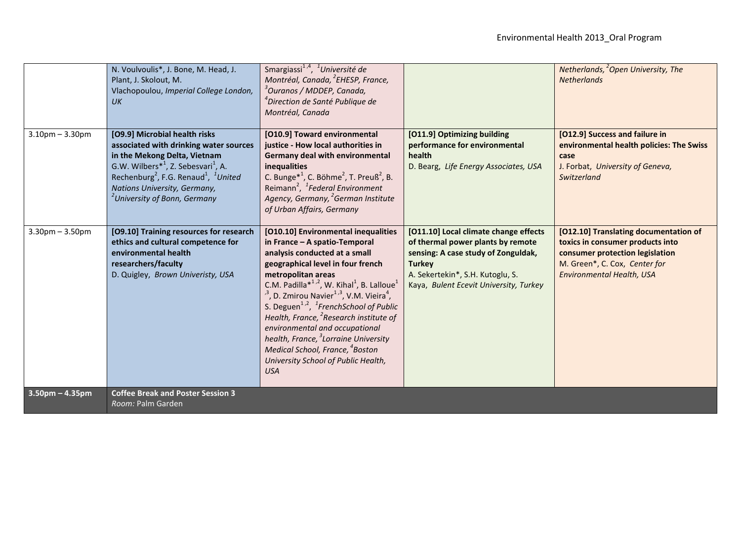| | | | | |
|---|---|---|---|---|
| | N. Voulvoulis*, J. Bone, M. Head, J. Plant, J. Skolout, M. Vlachopoulou, *Imperial College London, UK* | Smargiassi[1,4], [1]*Université de Montréal, Canada,* [2]*EHESP, France,* [3]*Ouranos / MDDEP, Canada,* [4]*Direction de Santé Publique de Montréal, Canada* | | *Netherlands,* [2]*Open University, The Netherlands* |
| 3.10pm – 3.30pm | **[O9.9] Microbial health risks associated with drinking water sources in the Mekong Delta, Vietnam** G.W. Wilbers*[1], Z. Sebesvari[1], A. Rechenburg[2], F.G. Renaud[1], [1]*United Nations University, Germany,* [2]*University of Bonn, Germany* | **[O10.9] Toward environmental justice - How local authorities in Germany deal with environmental inequalities** C. Bunge*[1], C. Böhme[2], T. Preuß[2], B. Reimann[2], [1]*Federal Environment Agency, Germany,* [2]*German Institute of Urban Affairs, Germany* | **[O11.9] Optimizing building performance for environmental health** D. Bearg, *Life Energy Associates, USA* | **[O12.9] Success and failure in environmental health policies: The Swiss case** J. Forbat, *University of Geneva, Switzerland* |
| 3.30pm – 3.50pm | **[O9.10] Training resources for research ethics and cultural competence for environmental health researchers/faculty** D. Quigley, *Brown Univeristy, USA* | **[O10.10] Environmental inequalities in France – A spatio-Temporal analysis conducted at a small geographical level in four french metropolitan areas** C.M. Padilla*[1,2], W. Kihal[1], B. Lalloue[1,3], D. Zmirou Navier[1,3], V.M. Vieira[4], S. Deguen[1,2], [1]*FrenchSchool of Public Health, France,* [2]*Research institute of environmental and occupational health, France,* [3]*Lorraine University Medical School, France,* [4]*Boston University School of Public Health, USA* | **[O11.10] Local climate change effects of thermal power plants by remote sensing: A case study of Zonguldak, Turkey** A. Sekertekin*, S.H. Kutoglu, S. Kaya, *Bulent Ecevit University, Turkey* | **[O12.10] Translating documentation of toxics in consumer products into consumer protection legislation** M. Green*, C. Cox, *Center for Environmental Health, USA* |
| **3.50pm – 4.35pm** | **Coffee Break and Poster Session 3** *Room:* Palm Garden | | | |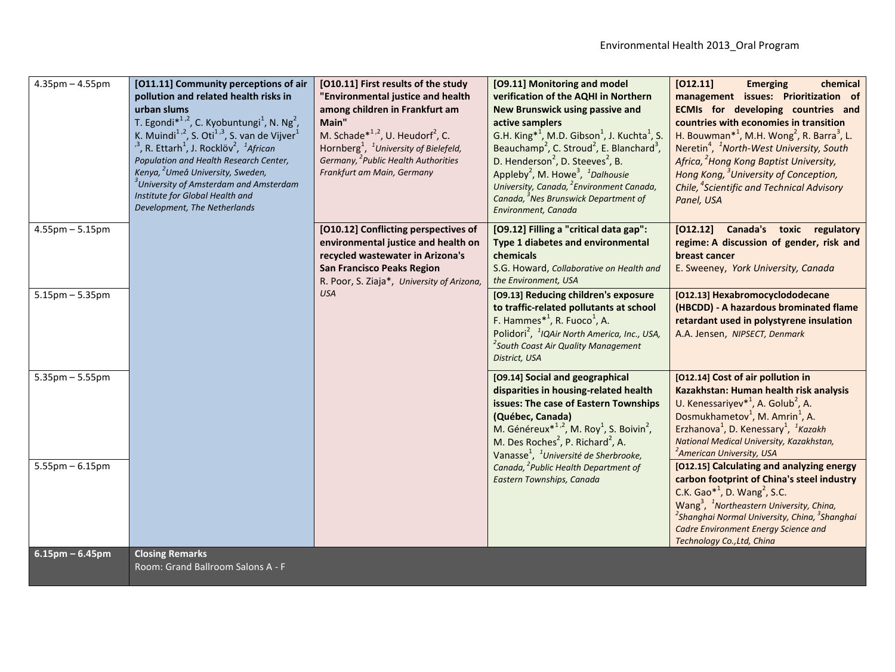| | | | | |
|---|---|---|---|---|
| 4.35pm – 4.55pm | **[O11.11] Community perceptions of air pollution and related health risks in urban slums**<br>T. Egondi*[1,2], C. Kyobuntungi[1], N. Ng[2], K. Muindi[1,2], S. Oti[1,3], S. van de Vijver[1,3], R. Ettarh[1], J. Rocklöv[2], *[1]African Population and Health Research Center, Kenya, [2]Umeå University, Sweden, [3]University of Amsterdam and Amsterdam Institute for Global Health and Development, The Netherlands* | **[O10.11] First results of the study "Environmental justice and health among children in Frankfurt am Main"**<br>M. Schade*[1,2], U. Heudorf[2], C. Hornberg[1], *[1]University of Bielefeld, Germany, [2]Public Health Authorities Frankfurt am Main, Germany* | **[O9.11] Monitoring and model verification of the AQHI in Northern New Brunswick using passive and active samplers**<br>G.H. King*[1], M.D. Gibson[1], J. Kuchta[1], S. Beauchamp[2], C. Stroud[2], E. Blanchard[3], D. Henderson[2], D. Steeves[2], B. Appleby[2], M. Howe[3], *[1]Dalhousie University, Canada, [2]Environment Canada, Canada, [3]Nes Brunswick Department of Environment, Canada* | **[O12.11] Emerging chemical management issues: Prioritization of ECMIs for developing countries and countries with economies in transition**<br>H. Bouwman*[1], M.H. Wong[2], R. Barra[3], L. Neretin[4], *[1]North-West University, South Africa, [2]Hong Kong Baptist University, Hong Kong, [3]University of Conception, Chile, [4]Scientific and Technical Advisory Panel, USA* |
| 4.55pm – 5.15pm | | **[O10.12] Conflicting perspectives of environmental justice and health on recycled wastewater in Arizona's San Francisco Peaks Region**<br>R. Poor, S. Ziaja*, *University of Arizona, USA* | **[O9.12] Filling a "critical data gap": Type 1 diabetes and environmental chemicals**<br>S.G. Howard, *Collaborative on Health and the Environment, USA* | **[O12.12] Canada's toxic regulatory regime: A discussion of gender, risk and breast cancer**<br>E. Sweeney, *York University, Canada* |
| 5.15pm – 5.35pm | | | **[O9.13] Reducing children's exposure to traffic-related pollutants at school**<br>F. Hammes*[1], R. Fuoco[1], A. Polidori[2], *[1]IQAir North America, Inc., USA, [2]South Coast Air Quality Management District, USA* | **[O12.13] Hexabromocyclododecane (HBCDD) - A hazardous brominated flame retardant used in polystyrene insulation**<br>A.A. Jensen, *NIPSECT, Denmark* |
| 5.35pm – 5.55pm | | | **[O9.14] Social and geographical disparities in housing-related health issues: The case of Eastern Townships (Québec, Canada)**<br>M. Généreux*[1,2], M. Roy[1], S. Boivin[2], M. Des Roches[2], P. Richard[2], A. Vanasse[1], *[1]Université de Sherbrooke, Canada, [2]Public Health Department of Eastern Townships, Canada* | **[O12.14] Cost of air pollution in Kazakhstan: Human health risk analysis**<br>U. Kenessariyev*[1], A. Golub[2], A. Dosmukhametov[1], M. Amrin[1], A. Erzhanova[1], D. Kenessary[1], *[1]Kazakh National Medical University, Kazakhstan, [2]American University, USA* |
| 5.55pm – 6.15pm | | | | **[O12.15] Calculating and analyzing energy carbon footprint of China's steel industry**<br>C.K. Gao*[1], D. Wang[2], S.C. Wang[3], *[1]Northeastern University, China, [2]Shanghai Normal University, China, [3]Shanghai Cadre Environment Energy Science and Technology Co.,Ltd, China* |
| **6.15pm – 6.45pm** | **Closing Remarks**<br>Room: Grand Ballroom Salons A - F | | | |